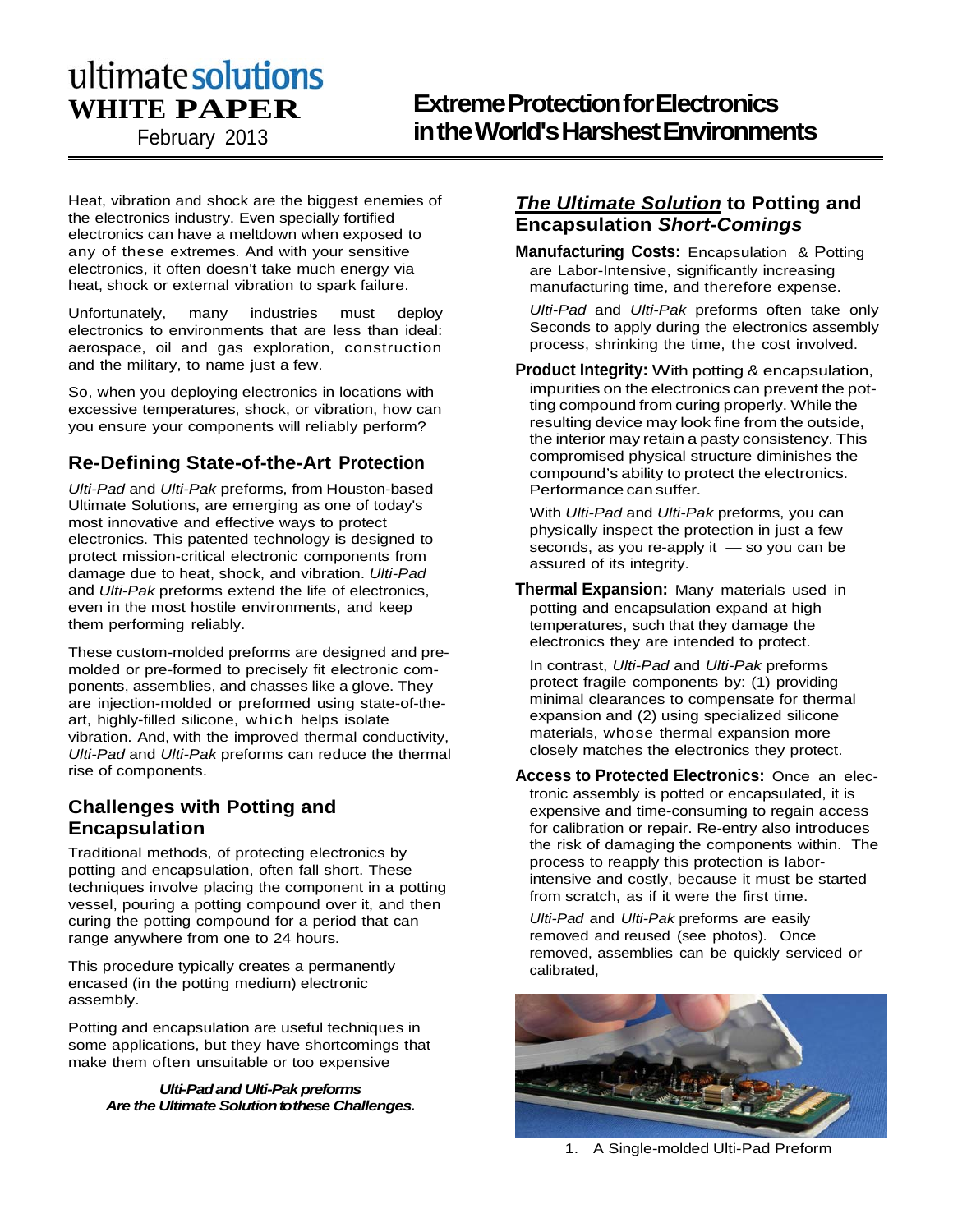ultimate solutions
**WHITE PAPER**
February 2013

# Extreme Protection for Electronics in the World's Harshest Environments

Heat, vibration and shock are the biggest enemies of the electronics industry. Even specially fortified electronics can have a meltdown when exposed to any of these extremes. And with your sensitive electronics, it often doesn't take much energy via heat, shock or external vibration to spark failure.

Unfortunately, many industries must deploy electronics to environments that are less than ideal: aerospace, oil and gas exploration, construction and the military, to name just a few.

So, when you deploying electronics in locations with excessive temperatures, shock, or vibration, how can you ensure your components will reliably perform?

## Re-Defining State-of-the-Art Protection

*Ulti-Pad* and *Ulti-Pak* preforms, from Houston-based Ultimate Solutions, are emerging as one of today's most innovative and effective ways to protect electronics. This patented technology is designed to protect mission-critical electronic components from damage due to heat, shock, and vibration. *Ulti-Pad* and *Ulti-Pak* preforms extend the life of electronics, even in the most hostile environments, and keep them performing reliably.

These custom-molded preforms are designed and pre-molded or pre-formed to precisely fit electronic components, assemblies, and chasses like a glove. They are injection-molded or preformed using state-of-the-art, highly-filled silicone, which helps isolate vibration. And, with the improved thermal conductivity, *Ulti-Pad* and *Ulti-Pak* preforms can reduce the thermal rise of components.

## Challenges with Potting and Encapsulation

Traditional methods, of protecting electronics by potting and encapsulation, often fall short. These techniques involve placing the component in a potting vessel, pouring a potting compound over it, and then curing the potting compound for a period that can range anywhere from one to 24 hours.

This procedure typically creates a permanently encased (in the potting medium) electronic assembly.

Potting and encapsulation are useful techniques in some applications, but they have shortcomings that make them often unsuitable or too expensive

***Ulti-Pad and Ulti-Pak preforms Are the Ultimate Solution to these Challenges.***

## *The Ultimate Solution* to Potting and Encapsulation *Short-Comings*

**Manufacturing Costs:** Encapsulation & Potting are Labor-Intensive, significantly increasing manufacturing time, and therefore expense.

*Ulti-Pad* and *Ulti-Pak* preforms often take only Seconds to apply during the electronics assembly process, shrinking the time, the cost involved.

**Product Integrity:** With potting & encapsulation, impurities on the electronics can prevent the potting compound from curing properly. While the resulting device may look fine from the outside, the interior may retain a pasty consistency. This compromised physical structure diminishes the compound's ability to protect the electronics. Performance can suffer.

With *Ulti-Pad* and *Ulti-Pak* preforms, you can physically inspect the protection in just a few seconds, as you re-apply it — so you can be assured of its integrity.

**Thermal Expansion:** Many materials used in potting and encapsulation expand at high temperatures, such that they damage the electronics they are intended to protect.

In contrast, *Ulti-Pad* and *Ulti-Pak* preforms protect fragile components by: (1) providing minimal clearances to compensate for thermal expansion and (2) using specialized silicone materials, whose thermal expansion more closely matches the electronics they protect.

**Access to Protected Electronics:** Once an electronic assembly is potted or encapsulated, it is expensive and time-consuming to regain access for calibration or repair. Re-entry also introduces the risk of damaging the components within. The process to reapply this protection is labor-intensive and costly, because it must be started from scratch, as if it were the first time.

*Ulti-Pad* and *Ulti-Pak* preforms are easily removed and reused (see photos). Once removed, assemblies can be quickly serviced or calibrated,

1. A Single-molded Ulti-Pad Preform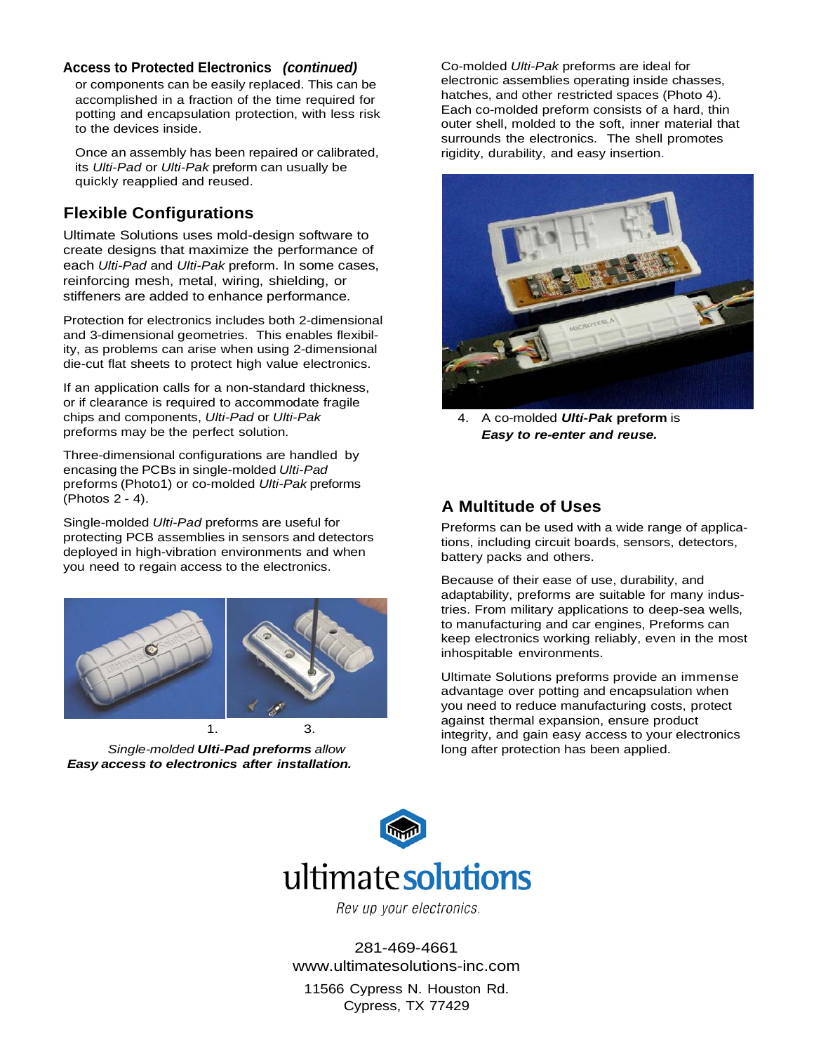### Access to Protected Electronics *(continued)*

or components can be easily replaced. This can be accomplished in a fraction of the time required for potting and encapsulation protection, with less risk to the devices inside.

Once an assembly has been repaired or calibrated, its *Ulti-Pad* or *Ulti-Pak* preform can usually be quickly reapplied and reused.

## Flexible Configurations

Ultimate Solutions uses mold-design software to create designs that maximize the performance of each *Ulti-Pad* and *Ulti-Pak* preform. In some cases, reinforcing mesh, metal, wiring, shielding, or stiffeners are added to enhance performance.

Protection for electronics includes both 2-dimensional and 3-dimensional geometries. This enables flexibility, as problems can arise when using 2-dimensional die-cut flat sheets to protect high value electronics.

If an application calls for a non-standard thickness, or if clearance is required to accommodate fragile chips and components, *Ulti-Pad* or *Ulti-Pak* preforms may be the perfect solution.

Three-dimensional configurations are handled by encasing the PCBs in single-molded *Ulti-Pad* preforms (Photo1) or co-molded *Ulti-Pak* preforms (Photos 2 - 4).

Single-molded *Ulti-Pad* preforms are useful for protecting PCB assemblies in sensors and detectors deployed in high-vibration environments and when you need to regain access to the electronics.

1. 3.

*Single-molded **Ulti-Pad preforms** allow*
***Easy access to electronics after installation.***

Co-molded *Ulti-Pak* preforms are ideal for electronic assemblies operating inside chasses, hatches, and other restricted spaces (Photo 4). Each co-molded preform consists of a hard, thin outer shell, molded to the soft, inner material that surrounds the electronics. The shell promotes rigidity, durability, and easy insertion.

4. A co-molded ***Ulti-Pak* preform** is ***Easy to re-enter and reuse.***

## A Multitude of Uses

Preforms can be used with a wide range of applications, including circuit boards, sensors, detectors, battery packs and others.

Because of their ease of use, durability, and adaptability, preforms are suitable for many industries. From military applications to deep-sea wells, to manufacturing and car engines, Preforms can keep electronics working reliably, even in the most inhospitable environments.

Ultimate Solutions preforms provide an immense advantage over potting and encapsulation when you need to reduce manufacturing costs, protect against thermal expansion, ensure product integrity, and gain easy access to your electronics long after protection has been applied.

ultimate solutions

*Rev up your electronics.*

281-469-4661
www.ultimatesolutions-inc.com

11566 Cypress N. Houston Rd.
Cypress, TX 77429